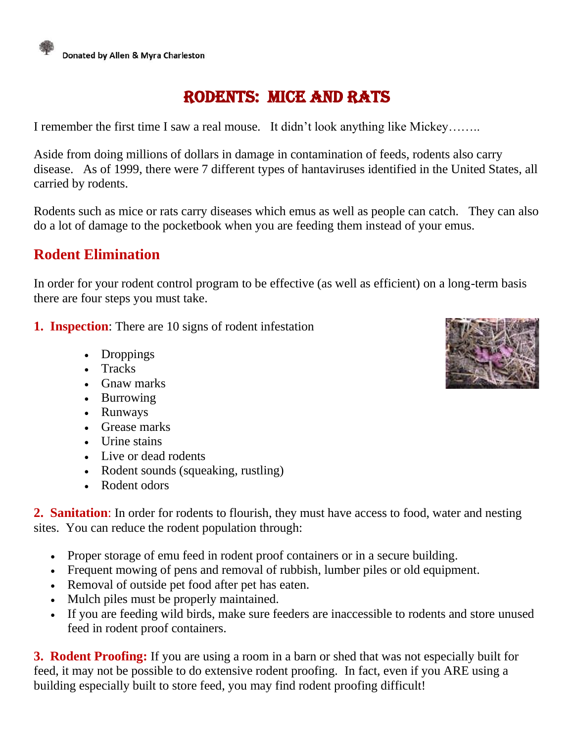Donated by Allen & Myra Charleston

# RODENTS: MICE AND RATS

I remember the first time I saw a real mouse. It didn't look anything like Mickey……..

Aside from doing millions of dollars in damage in contamination of feeds, rodents also carry disease. As of 1999, there were 7 different types of hantaviruses identified in the United States, all carried by rodents.

Rodents such as mice or rats carry diseases which emus as well as people can catch. They can also do a lot of damage to the pocketbook when you are feeding them instead of your emus.

## Rodent Elimination

In order for your rodent control program to be effective (as well as efficient) on a long-term basis there are four steps you must take.

**1. Inspection**: There are 10 signs of rodent infestation

- Droppings
- Tracks
- Gnaw marks
- Burrowing
- Runways
- Grease marks
- Urine stains
- Live or dead rodents
- Rodent sounds (squeaking, rustling)
- Rodent odors

**2. Sanitation**: In order for rodents to flourish, they must have access to food, water and nesting sites. You can reduce the rodent population through:

- Proper storage of emu feed in rodent proof containers or in a secure building.
- Frequent mowing of pens and removal of rubbish, lumber piles or old equipment.
- Removal of outside pet food after pet has eaten.
- Mulch piles must be properly maintained.
- If you are feeding wild birds, make sure feeders are inaccessible to rodents and store unused feed in rodent proof containers.

**3. Rodent Proofing:** If you are using a room in a barn or shed that was not especially built for feed, it may not be possible to do extensive rodent proofing. In fact, even if you ARE using a building especially built to store feed, you may find rodent proofing difficult!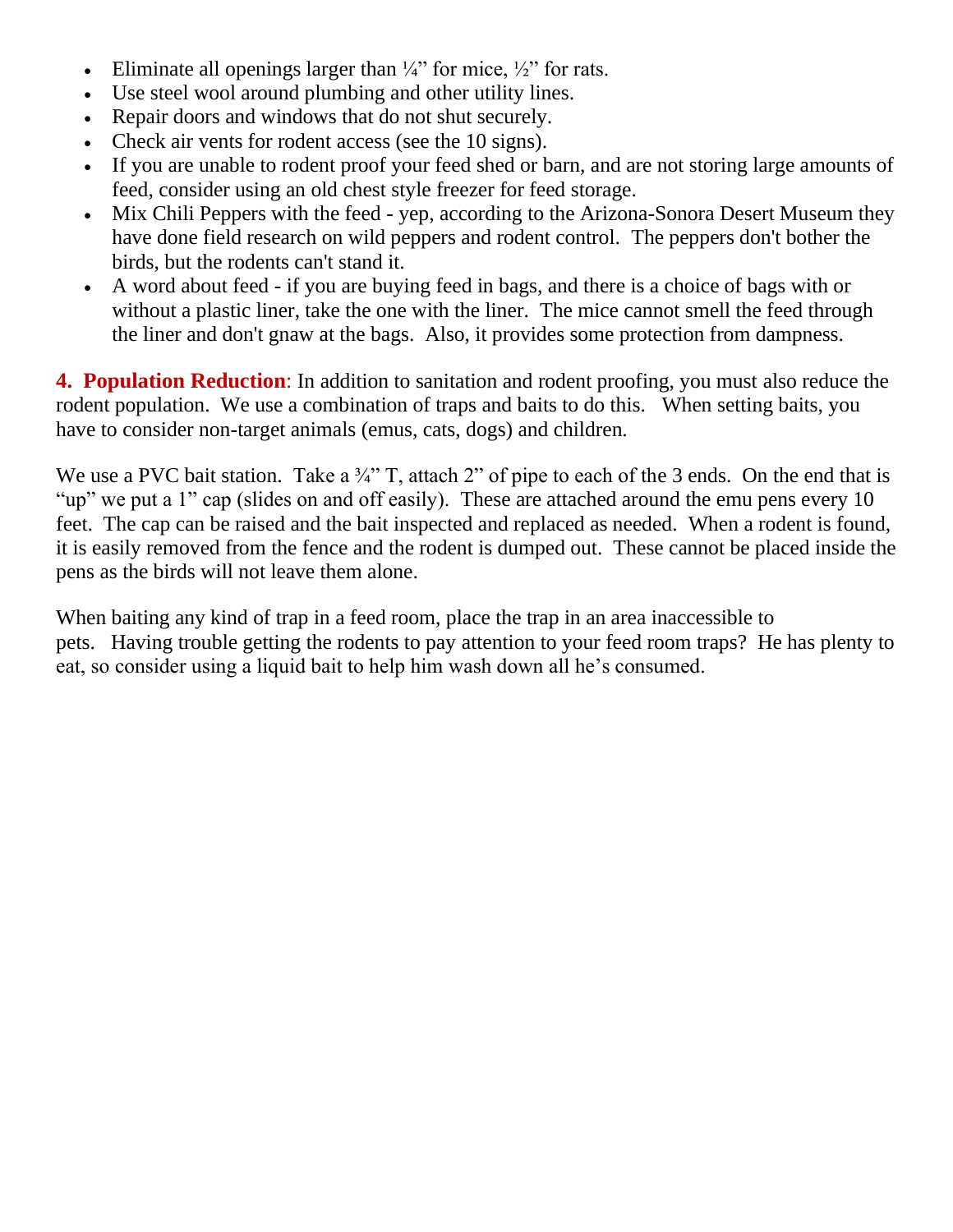- Eliminate all openings larger than ¼" for mice, ½" for rats.
- Use steel wool around plumbing and other utility lines.
- Repair doors and windows that do not shut securely.
- Check air vents for rodent access (see the 10 signs).
- If you are unable to rodent proof your feed shed or barn, and are not storing large amounts of feed, consider using an old chest style freezer for feed storage.
- Mix Chili Peppers with the feed - yep, according to the Arizona-Sonora Desert Museum they have done field research on wild peppers and rodent control. The peppers don't bother the birds, but the rodents can't stand it.
- A word about feed - if you are buying feed in bags, and there is a choice of bags with or without a plastic liner, take the one with the liner. The mice cannot smell the feed through the liner and don't gnaw at the bags. Also, it provides some protection from dampness.

**4. Population Reduction**: In addition to sanitation and rodent proofing, you must also reduce the rodent population. We use a combination of traps and baits to do this. When setting baits, you have to consider non-target animals (emus, cats, dogs) and children.

We use a PVC bait station. Take a ¾" T, attach 2" of pipe to each of the 3 ends. On the end that is "up" we put a 1" cap (slides on and off easily). These are attached around the emu pens every 10 feet. The cap can be raised and the bait inspected and replaced as needed. When a rodent is found, it is easily removed from the fence and the rodent is dumped out. These cannot be placed inside the pens as the birds will not leave them alone.

When baiting any kind of trap in a feed room, place the trap in an area inaccessible to pets. Having trouble getting the rodents to pay attention to your feed room traps? He has plenty to eat, so consider using a liquid bait to help him wash down all he's consumed.